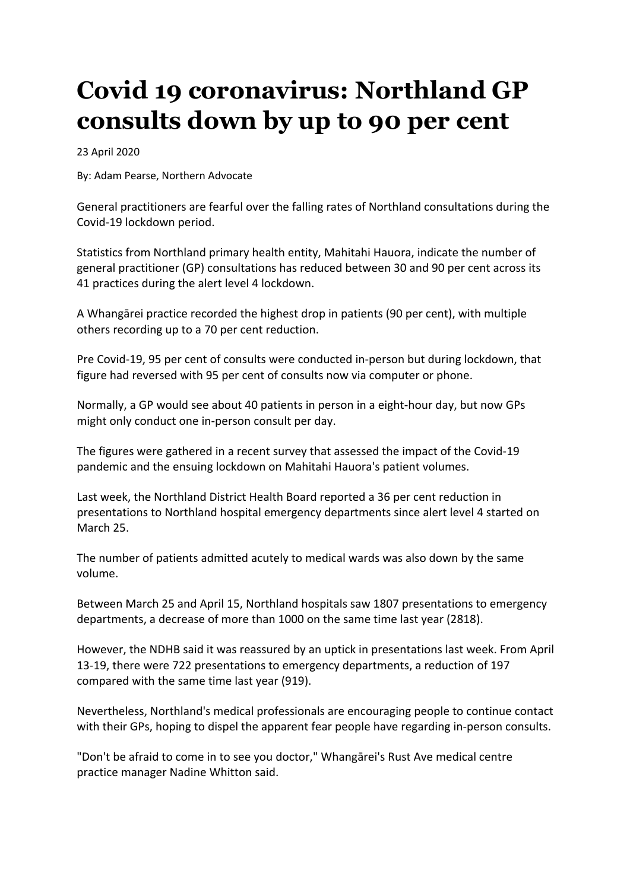# Covid 19 coronavirus: Northland GP consults down by up to 90 per cent

23 April 2020

By: Adam Pearse, Northern Advocate

General practitioners are fearful over the falling rates of Northland consultations during the Covid-19 lockdown period.

Statistics from Northland primary health entity, Mahitahi Hauora, indicate the number of general practitioner (GP) consultations has reduced between 30 and 90 per cent across its 41 practices during the alert level 4 lockdown.

A Whangārei practice recorded the highest drop in patients (90 per cent), with multiple others recording up to a 70 per cent reduction.

Pre Covid-19, 95 per cent of consults were conducted in-person but during lockdown, that figure had reversed with 95 per cent of consults now via computer or phone.

Normally, a GP would see about 40 patients in person in a eight-hour day, but now GPs might only conduct one in-person consult per day.

The figures were gathered in a recent survey that assessed the impact of the Covid-19 pandemic and the ensuing lockdown on Mahitahi Hauora's patient volumes.

Last week, the Northland District Health Board reported a 36 per cent reduction in presentations to Northland hospital emergency departments since alert level 4 started on March 25.

The number of patients admitted acutely to medical wards was also down by the same volume.

Between March 25 and April 15, Northland hospitals saw 1807 presentations to emergency departments, a decrease of more than 1000 on the same time last year (2818).

However, the NDHB said it was reassured by an uptick in presentations last week. From April 13-19, there were 722 presentations to emergency departments, a reduction of 197 compared with the same time last year (919).

Nevertheless, Northland's medical professionals are encouraging people to continue contact with their GPs, hoping to dispel the apparent fear people have regarding in-person consults.

"Don't be afraid to come in to see you doctor," Whangārei's Rust Ave medical centre practice manager Nadine Whitton said.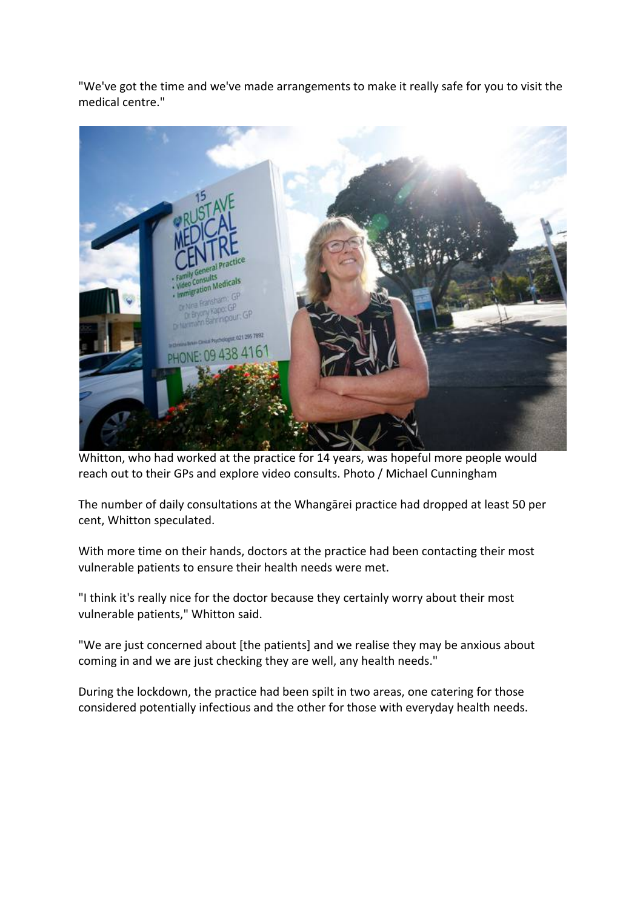"We've got the time and we've made arrangements to make it really safe for you to visit the medical centre."

Whitton, who had worked at the practice for 14 years, was hopeful more people would reach out to their GPs and explore video consults. Photo / Michael Cunningham

The number of daily consultations at the Whangārei practice had dropped at least 50 per cent, Whitton speculated.

With more time on their hands, doctors at the practice had been contacting their most vulnerable patients to ensure their health needs were met.

"I think it's really nice for the doctor because they certainly worry about their most vulnerable patients," Whitton said.

"We are just concerned about [the patients] and we realise they may be anxious about coming in and we are just checking they are well, any health needs."

During the lockdown, the practice had been spilt in two areas, one catering for those considered potentially infectious and the other for those with everyday health needs.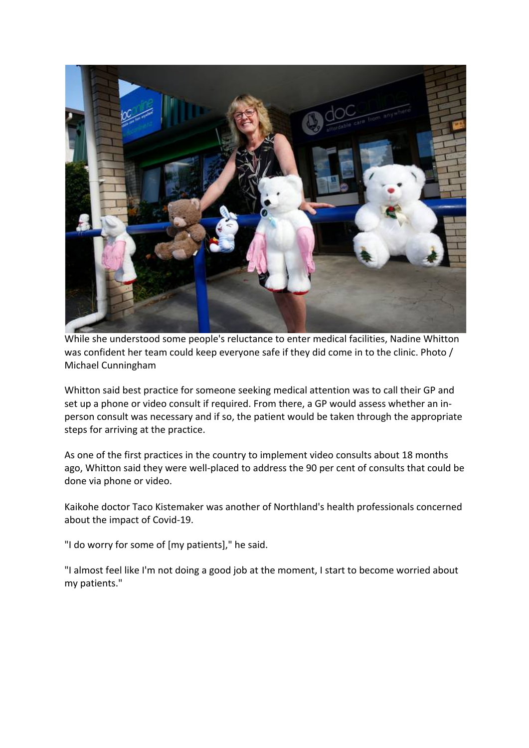While she understood some people's reluctance to enter medical facilities, Nadine Whitton was confident her team could keep everyone safe if they did come in to the clinic. Photo / Michael Cunningham

Whitton said best practice for someone seeking medical attention was to call their GP and set up a phone or video consult if required. From there, a GP would assess whether an in-person consult was necessary and if so, the patient would be taken through the appropriate steps for arriving at the practice.

As one of the first practices in the country to implement video consults about 18 months ago, Whitton said they were well-placed to address the 90 per cent of consults that could be done via phone or video.

Kaikohe doctor Taco Kistemaker was another of Northland's health professionals concerned about the impact of Covid-19.

"I do worry for some of [my patients]," he said.

"I almost feel like I'm not doing a good job at the moment, I start to become worried about my patients."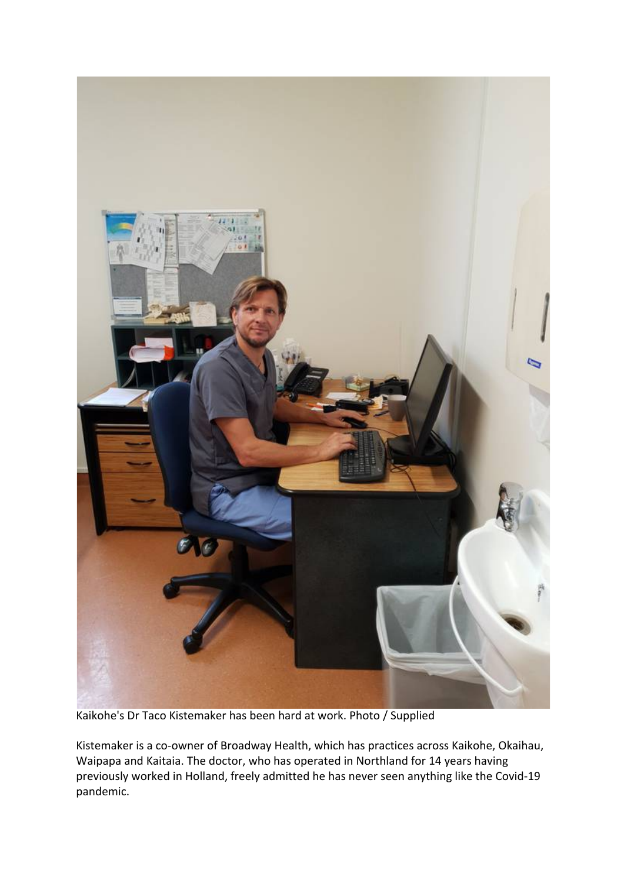Kaikohe's Dr Taco Kistemaker has been hard at work. Photo / Supplied

Kistemaker is a co-owner of Broadway Health, which has practices across Kaikohe, Okaihau, Waipapa and Kaitaia. The doctor, who has operated in Northland for 14 years having previously worked in Holland, freely admitted he has never seen anything like the Covid-19 pandemic.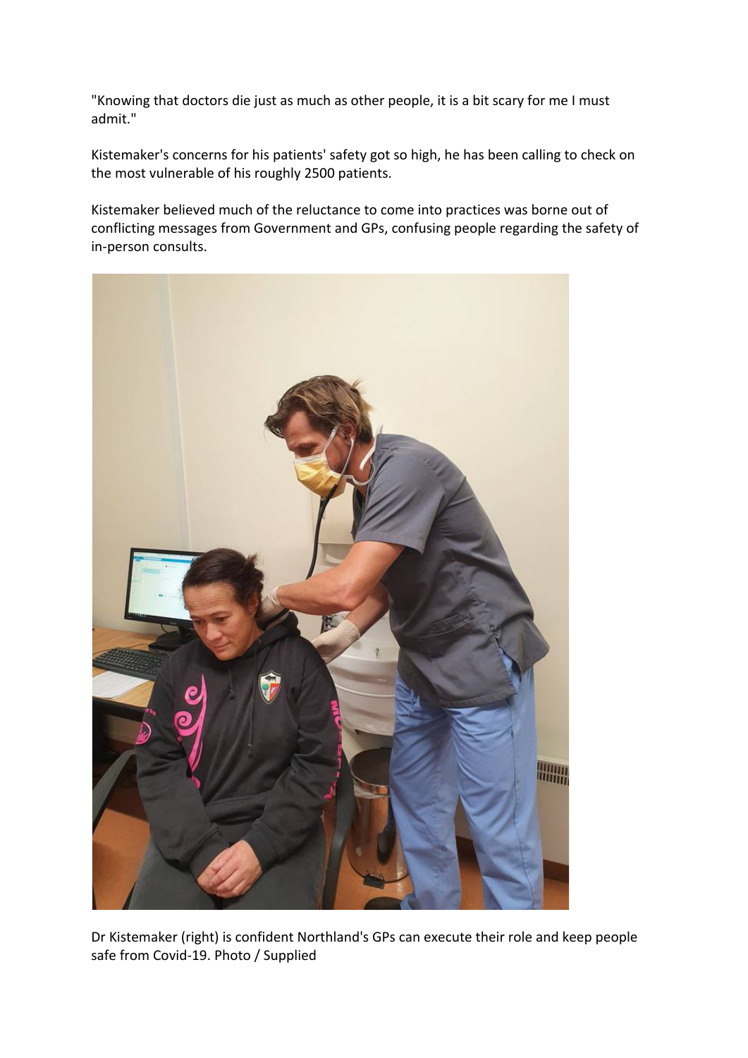"Knowing that doctors die just as much as other people, it is a bit scary for me I must admit."

Kistemaker's concerns for his patients' safety got so high, he has been calling to check on the most vulnerable of his roughly 2500 patients.

Kistemaker believed much of the reluctance to come into practices was borne out of conflicting messages from Government and GPs, confusing people regarding the safety of in-person consults.

Dr Kistemaker (right) is confident Northland's GPs can execute their role and keep people safe from Covid-19. Photo / Supplied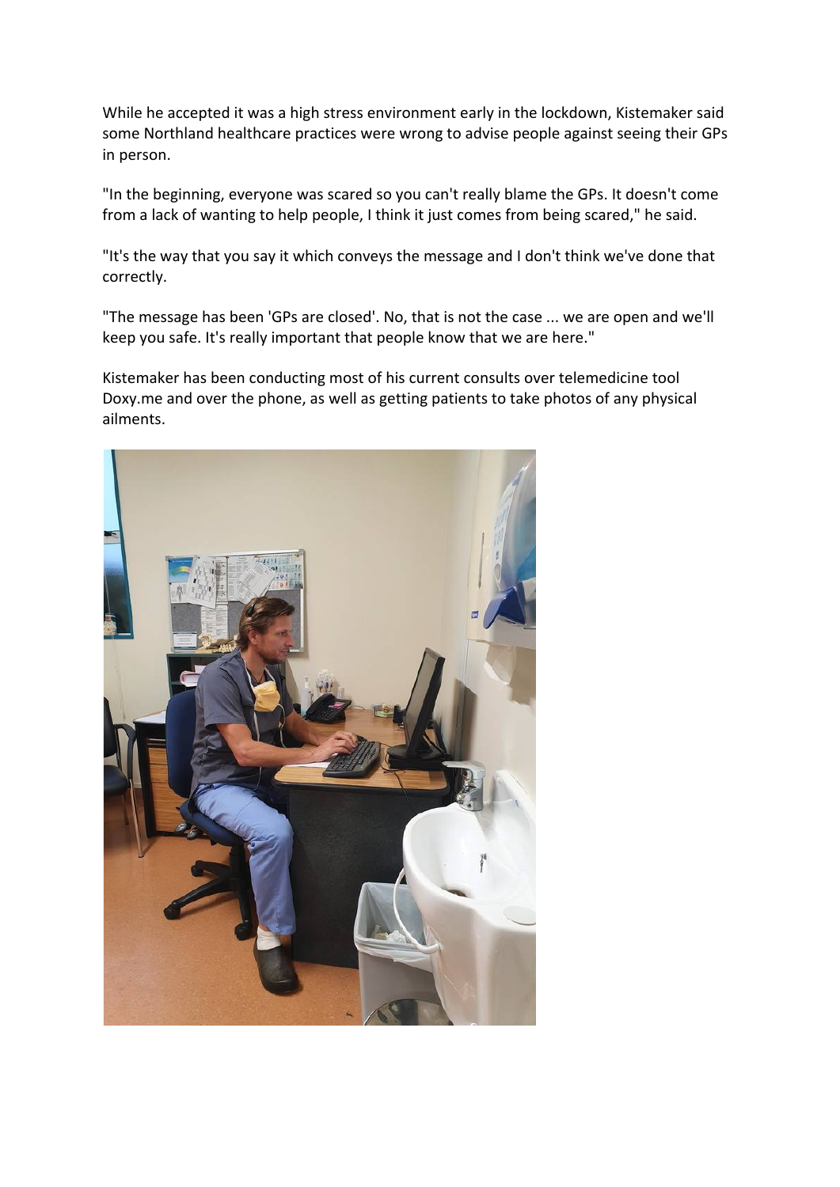While he accepted it was a high stress environment early in the lockdown, Kistemaker said some Northland healthcare practices were wrong to advise people against seeing their GPs in person.

"In the beginning, everyone was scared so you can't really blame the GPs. It doesn't come from a lack of wanting to help people, I think it just comes from being scared," he said.

"It's the way that you say it which conveys the message and I don't think we've done that correctly.

"The message has been 'GPs are closed'. No, that is not the case ... we are open and we'll keep you safe. It's really important that people know that we are here."

Kistemaker has been conducting most of his current consults over telemedicine tool Doxy.me and over the phone, as well as getting patients to take photos of any physical ailments.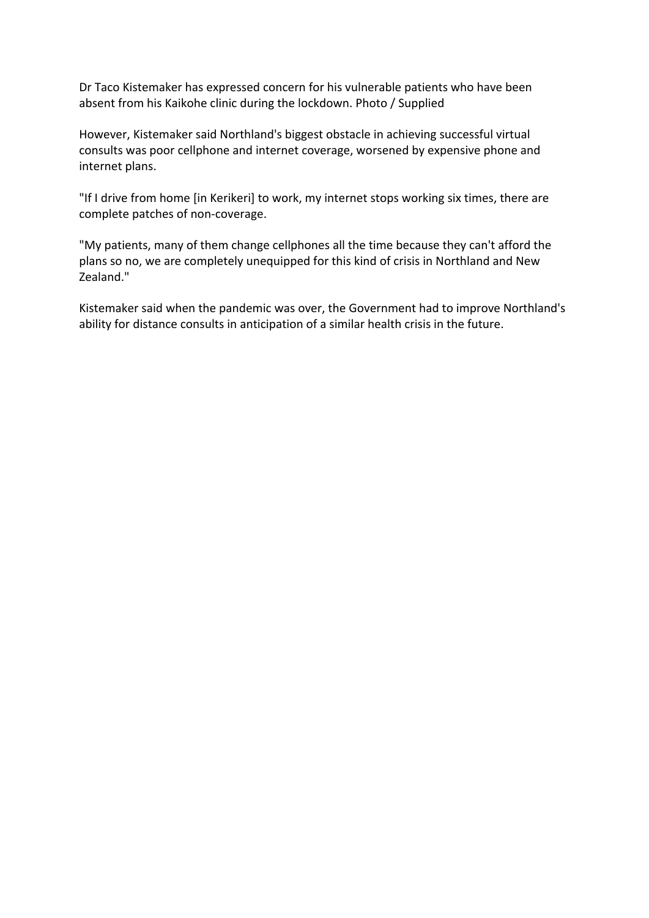Dr Taco Kistemaker has expressed concern for his vulnerable patients who have been absent from his Kaikohe clinic during the lockdown. Photo / Supplied

However, Kistemaker said Northland's biggest obstacle in achieving successful virtual consults was poor cellphone and internet coverage, worsened by expensive phone and internet plans.

"If I drive from home [in Kerikeri] to work, my internet stops working six times, there are complete patches of non-coverage.

"My patients, many of them change cellphones all the time because they can't afford the plans so no, we are completely unequipped for this kind of crisis in Northland and New Zealand."

Kistemaker said when the pandemic was over, the Government had to improve Northland's ability for distance consults in anticipation of a similar health crisis in the future.